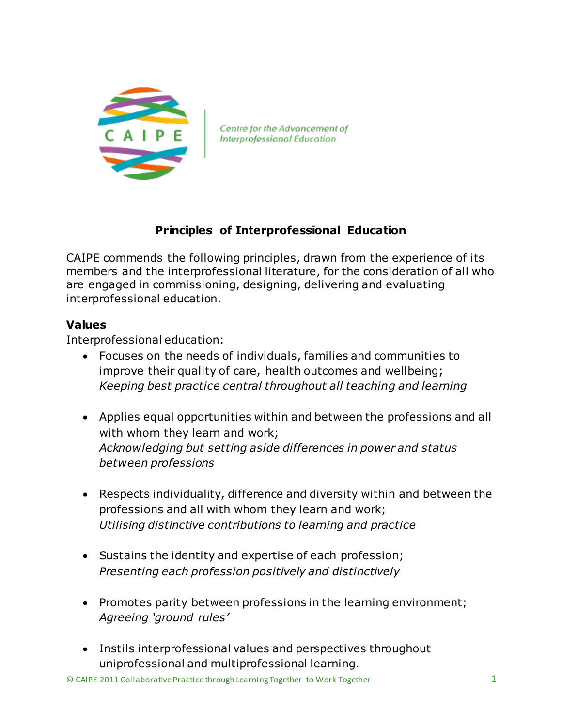CAIPE

Centre for the Advancement of Interprofessional Education

# Principles of Interprofessional Education

CAIPE commends the following principles, drawn from the experience of its members and the interprofessional literature, for the consideration of all who are engaged in commissioning, designing, delivering and evaluating interprofessional education.

## Values

Interprofessional education:

- Focuses on the needs of individuals, families and communities to improve their quality of care, health outcomes and wellbeing;
  *Keeping best practice central throughout all teaching and learning*

- Applies equal opportunities within and between the professions and all with whom they learn and work;
  *Acknowledging but setting aside differences in power and status between professions*

- Respects individuality, difference and diversity within and between the professions and all with whom they learn and work;
  *Utilising distinctive contributions to learning and practice*

- Sustains the identity and expertise of each profession;
  *Presenting each profession positively and distinctively*

- Promotes parity between professions in the learning environment;
  *Agreeing 'ground rules'*

- Instils interprofessional values and perspectives throughout uniprofessional and multiprofessional learning.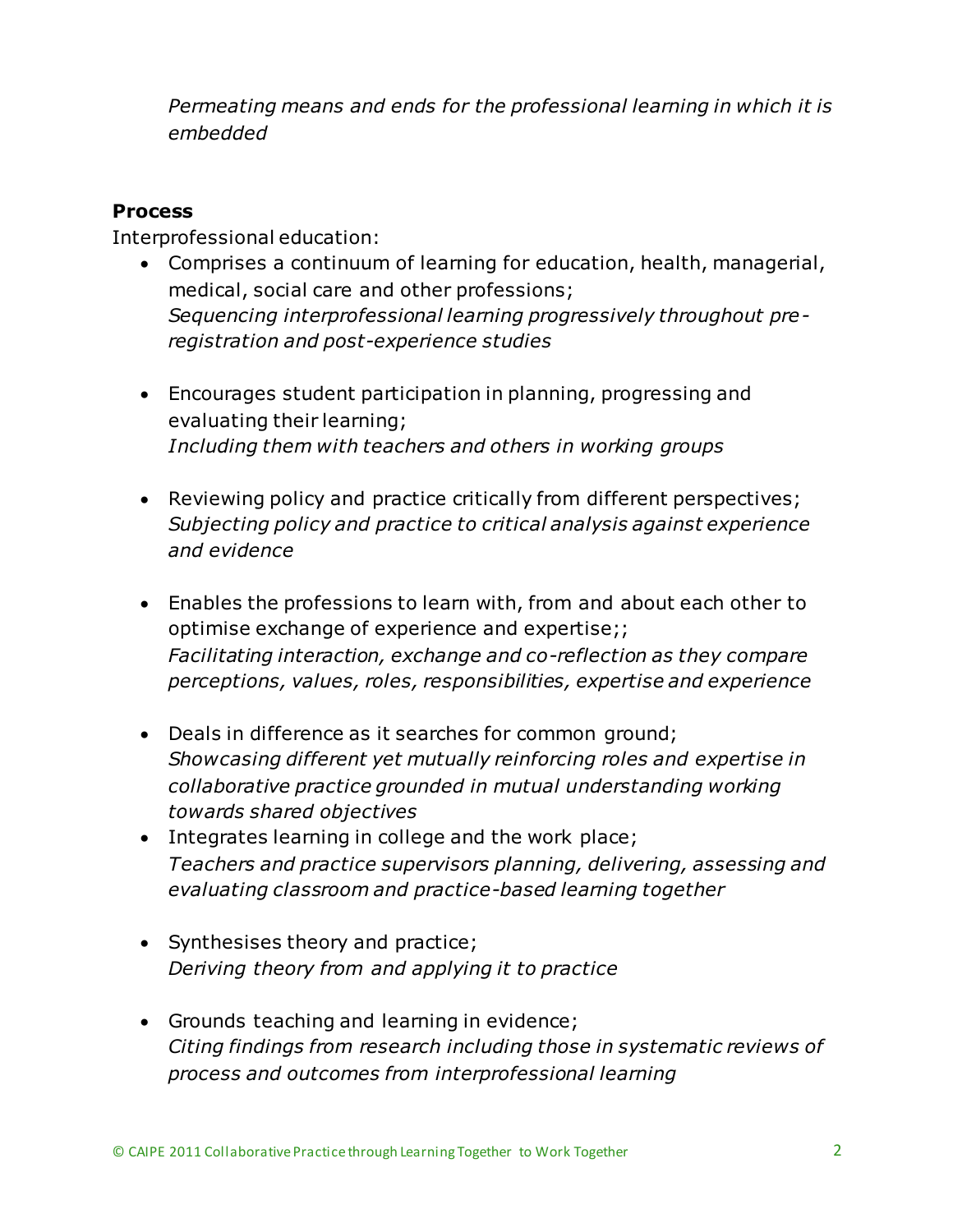*Permeating means and ends for the professional learning in which it is embedded*

**Process**

Interprofessional education:

- Comprises a continuum of learning for education, health, managerial, medical, social care and other professions;
  *Sequencing interprofessional learning progressively throughout pre-registration and post-experience studies*

- Encourages student participation in planning, progressing and evaluating their learning;
  *Including them with teachers and others in working groups*

- Reviewing policy and practice critically from different perspectives;
  *Subjecting policy and practice to critical analysis against experience and evidence*

- Enables the professions to learn with, from and about each other to optimise exchange of experience and expertise;;
  *Facilitating interaction, exchange and co-reflection as they compare perceptions, values, roles, responsibilities, expertise and experience*

- Deals in difference as it searches for common ground;
  *Showcasing different yet mutually reinforcing roles and expertise in collaborative practice grounded in mutual understanding working towards shared objectives*
- Integrates learning in college and the work place;
  *Teachers and practice supervisors planning, delivering, assessing and evaluating classroom and practice-based learning together*

- Synthesises theory and practice;
  *Deriving theory from and applying it to practice*

- Grounds teaching and learning in evidence;
  *Citing findings from research including those in systematic reviews of process and outcomes from interprofessional learning*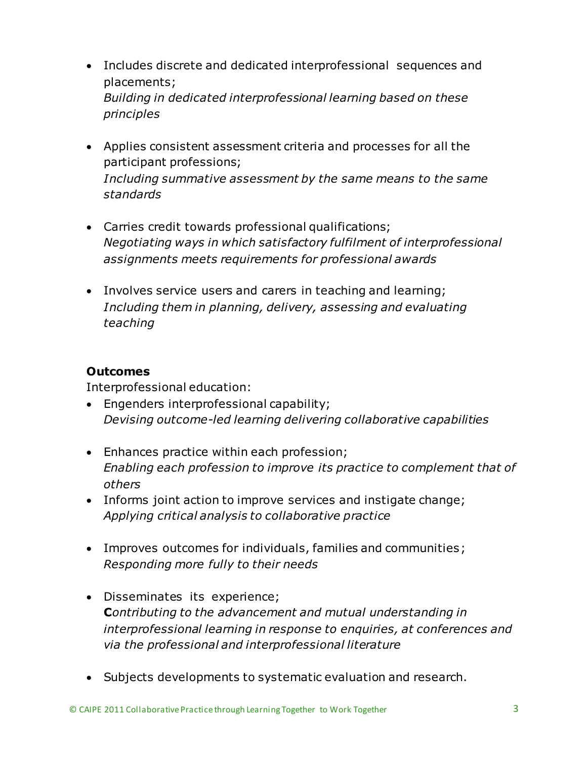- Includes discrete and dedicated interprofessional sequences and placements;
  *Building in dedicated interprofessional learning based on these principles*

- Applies consistent assessment criteria and processes for all the participant professions;
  *Including summative assessment by the same means to the same standards*

- Carries credit towards professional qualifications;
  *Negotiating ways in which satisfactory fulfilment of interprofessional assignments meets requirements for professional awards*

- Involves service users and carers in teaching and learning;
  *Including them in planning, delivery, assessing and evaluating teaching*

**Outcomes**

Interprofessional education:

- Engenders interprofessional capability;
  *Devising outcome-led learning delivering collaborative capabilities*

- Enhances practice within each profession;
  *Enabling each profession to improve its practice to complement that of others*
- Informs joint action to improve services and instigate change;
  *Applying critical analysis to collaborative practice*

- Improves outcomes for individuals, families and communities;
  *Responding more fully to their needs*

- Disseminates its experience;
  **C***ontributing to the advancement and mutual understanding in interprofessional learning in response to enquiries, at conferences and via the professional and interprofessional literature*

- Subjects developments to systematic evaluation and research.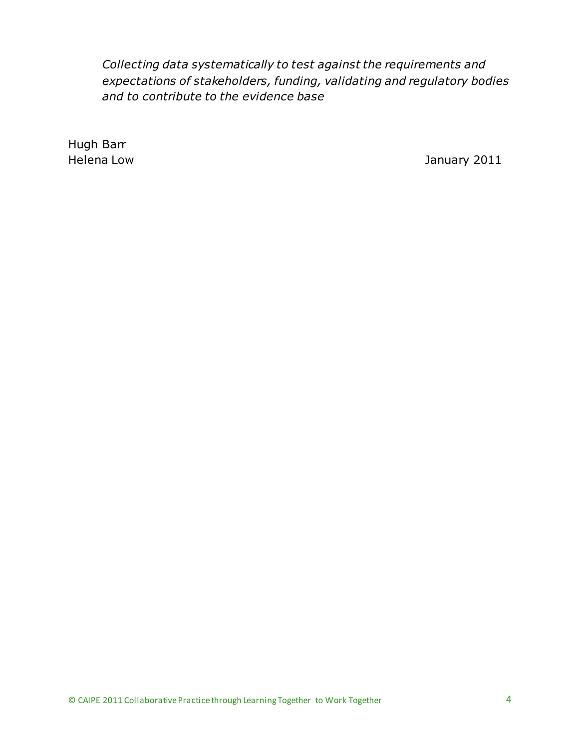*Collecting data systematically to test against the requirements and expectations of stakeholders, funding, validating and regulatory bodies and to contribute to the evidence base*

Hugh Barr
Helena Low

January 2011